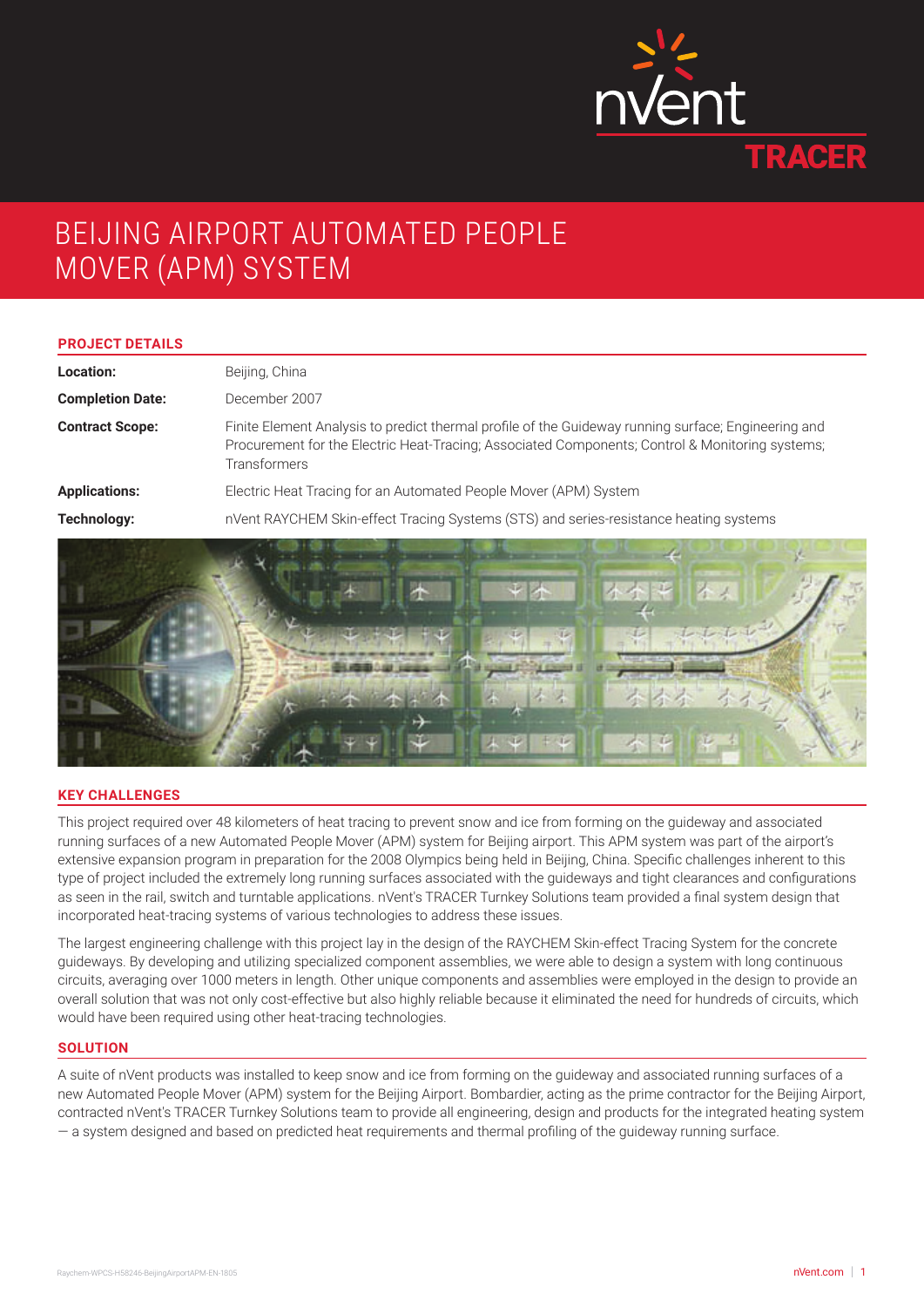# BEIJING AIRPORT AUTOMATED PEOPLE MOVER (APM) SYSTEM

## PROJECT DETAILS

| | |
|---|---|
| **Location:** | Beijing, China |
| **Completion Date:** | December 2007 |
| **Contract Scope:** | Finite Element Analysis to predict thermal profile of the Guideway running surface; Engineering and Procurement for the Electric Heat-Tracing; Associated Components; Control & Monitoring systems; Transformers |
| **Applications:** | Electric Heat Tracing for an Automated People Mover (APM) System |
| **Technology:** | nVent RAYCHEM Skin-effect Tracing Systems (STS) and series-resistance heating systems |

## KEY CHALLENGES

This project required over 48 kilometers of heat tracing to prevent snow and ice from forming on the guideway and associated running surfaces of a new Automated People Mover (APM) system for Beijing airport. This APM system was part of the airport's extensive expansion program in preparation for the 2008 Olympics being held in Beijing, China. Specific challenges inherent to this type of project included the extremely long running surfaces associated with the guideways and tight clearances and configurations as seen in the rail, switch and turntable applications. nVent's TRACER Turnkey Solutions team provided a final system design that incorporated heat-tracing systems of various technologies to address these issues.

The largest engineering challenge with this project lay in the design of the RAYCHEM Skin-effect Tracing System for the concrete guideways. By developing and utilizing specialized component assemblies, we were able to design a system with long continuous circuits, averaging over 1000 meters in length. Other unique components and assemblies were employed in the design to provide an overall solution that was not only cost-effective but also highly reliable because it eliminated the need for hundreds of circuits, which would have been required using other heat-tracing technologies.

## SOLUTION

A suite of nVent products was installed to keep snow and ice from forming on the guideway and associated running surfaces of a new Automated People Mover (APM) system for the Beijing Airport. Bombardier, acting as the prime contractor for the Beijing Airport, contracted nVent's TRACER Turnkey Solutions team to provide all engineering, design and products for the integrated heating system — a system designed and based on predicted heat requirements and thermal profiling of the guideway running surface.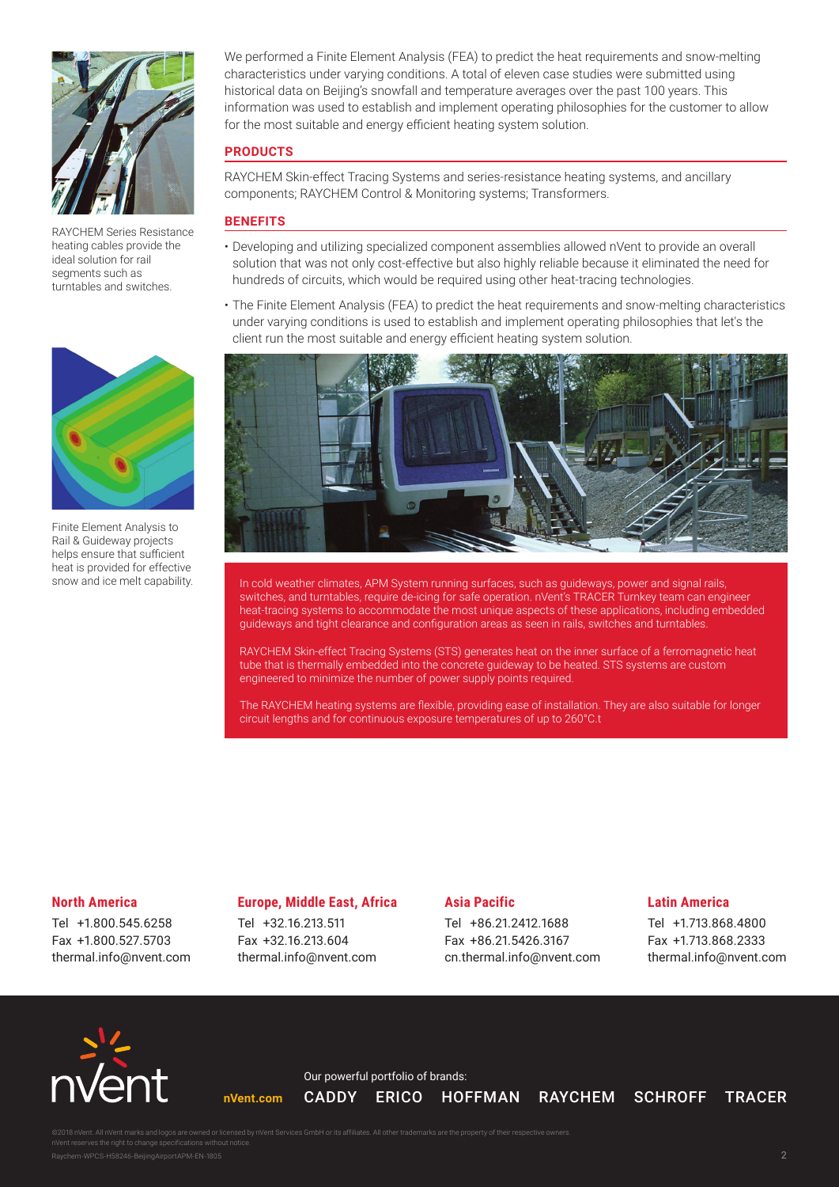RAYCHEM Series Resistance heating cables provide the ideal solution for rail segments such as turntables and switches.

Finite Element Analysis to Rail & Guideway projects helps ensure that sufficient heat is provided for effective snow and ice melt capability.

We performed a Finite Element Analysis (FEA) to predict the heat requirements and snow-melting characteristics under varying conditions. A total of eleven case studies were submitted using historical data on Beijing's snowfall and temperature averages over the past 100 years. This information was used to establish and implement operating philosophies for the customer to allow for the most suitable and energy efficient heating system solution.

## PRODUCTS

RAYCHEM Skin-effect Tracing Systems and series-resistance heating systems, and ancillary components; RAYCHEM Control & Monitoring systems; Transformers.

## BENEFITS

- Developing and utilizing specialized component assemblies allowed nVent to provide an overall solution that was not only cost-effective but also highly reliable because it eliminated the need for hundreds of circuits, which would be required using other heat-tracing technologies.
- The Finite Element Analysis (FEA) to predict the heat requirements and snow-melting characteristics under varying conditions is used to establish and implement operating philosophies that let's the client run the most suitable and energy efficient heating system solution.

In cold weather climates, APM System running surfaces, such as guideways, power and signal rails, switches, and turntables, require de-icing for safe operation. nVent's TRACER Turnkey team can engineer heat-tracing systems to accommodate the most unique aspects of these applications, including embedded guideways and tight clearance and configuration areas as seen in rails, switches and turntables.

RAYCHEM Skin-effect Tracing Systems (STS) generates heat on the inner surface of a ferromagnetic heat tube that is thermally embedded into the concrete guideway to be heated. STS systems are custom engineered to minimize the number of power supply points required.

The RAYCHEM heating systems are flexible, providing ease of installation. They are also suitable for longer circuit lengths and for continuous exposure temperatures of up to 260°C.t

**North America**
Tel +1.800.545.6258
Fax +1.800.527.5703
thermal.info@nvent.com

**Europe, Middle East, Africa**
Tel +32.16.213.511
Fax +32.16.213.604
thermal.info@nvent.com

**Asia Pacific**
Tel +86.21.2412.1688
Fax +86.21.5426.3167
cn.thermal.info@nvent.com

**Latin America**
Tel +1.713.868.4800
Fax +1.713.868.2333
thermal.info@nvent.com

nVent.com

Our powerful portfolio of brands:
CADDY ERICO HOFFMAN RAYCHEM SCHROFF TRACER

©2018 nVent. All nVent marks and logos are owned or licensed by nVent Services GmbH or its affiliates. All other trademarks are the property of their respective owners.
nVent reserves the right to change specifications without notice.
Raychem-WPCS-H58246-BeijingAirportAPM-EN-1805